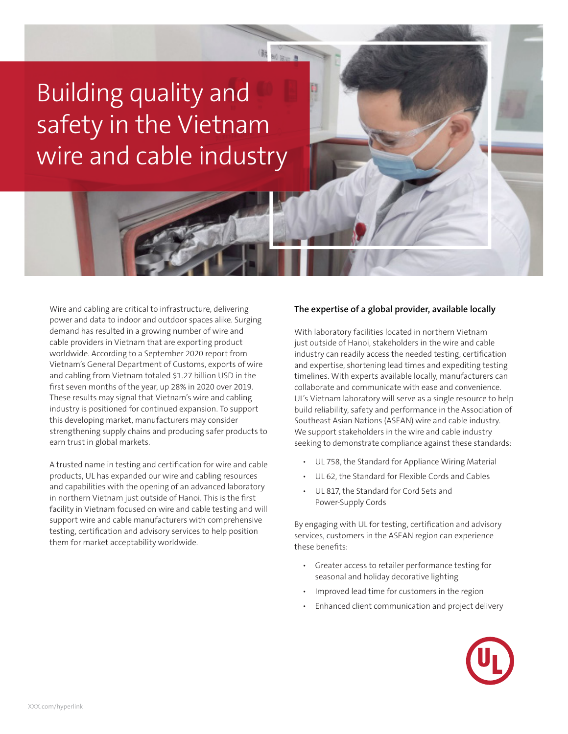# Building quality and safety in the Vietnam wire and cable industry

Wire and cabling are critical to infrastructure, delivering power and data to indoor and outdoor spaces alike. Surging demand has resulted in a growing number of wire and cable providers in Vietnam that are exporting product worldwide. According to a September 2020 report from Vietnam's General Department of Customs, exports of wire and cabling from Vietnam totaled $1.27 billion USD in the first seven months of the year, up 28% in 2020 over 2019. These results may signal that Vietnam's wire and cabling industry is positioned for continued expansion. To support this developing market, manufacturers may consider strengthening supply chains and producing safer products to earn trust in global markets.

A trusted name in testing and certification for wire and cable products, UL has expanded our wire and cabling resources and capabilities with the opening of an advanced laboratory in northern Vietnam just outside of Hanoi. This is the first facility in Vietnam focused on wire and cable testing and will support wire and cable manufacturers with comprehensive testing, certification and advisory services to help position them for market acceptability worldwide.

## The expertise of a global provider, available locally

With laboratory facilities located in northern Vietnam just outside of Hanoi, stakeholders in the wire and cable industry can readily access the needed testing, certification and expertise, shortening lead times and expediting testing timelines. With experts available locally, manufacturers can collaborate and communicate with ease and convenience. UL's Vietnam laboratory will serve as a single resource to help build reliability, safety and performance in the Association of Southeast Asian Nations (ASEAN) wire and cable industry. We support stakeholders in the wire and cable industry seeking to demonstrate compliance against these standards:

- UL 758, the Standard for Appliance Wiring Material
- UL 62, the Standard for Flexible Cords and Cables
- UL 817, the Standard for Cord Sets and Power-Supply Cords

By engaging with UL for testing, certification and advisory services, customers in the ASEAN region can experience these benefits:

- Greater access to retailer performance testing for seasonal and holiday decorative lighting
- Improved lead time for customers in the region
- Enhanced client communication and project delivery

XXX.com/hyperlink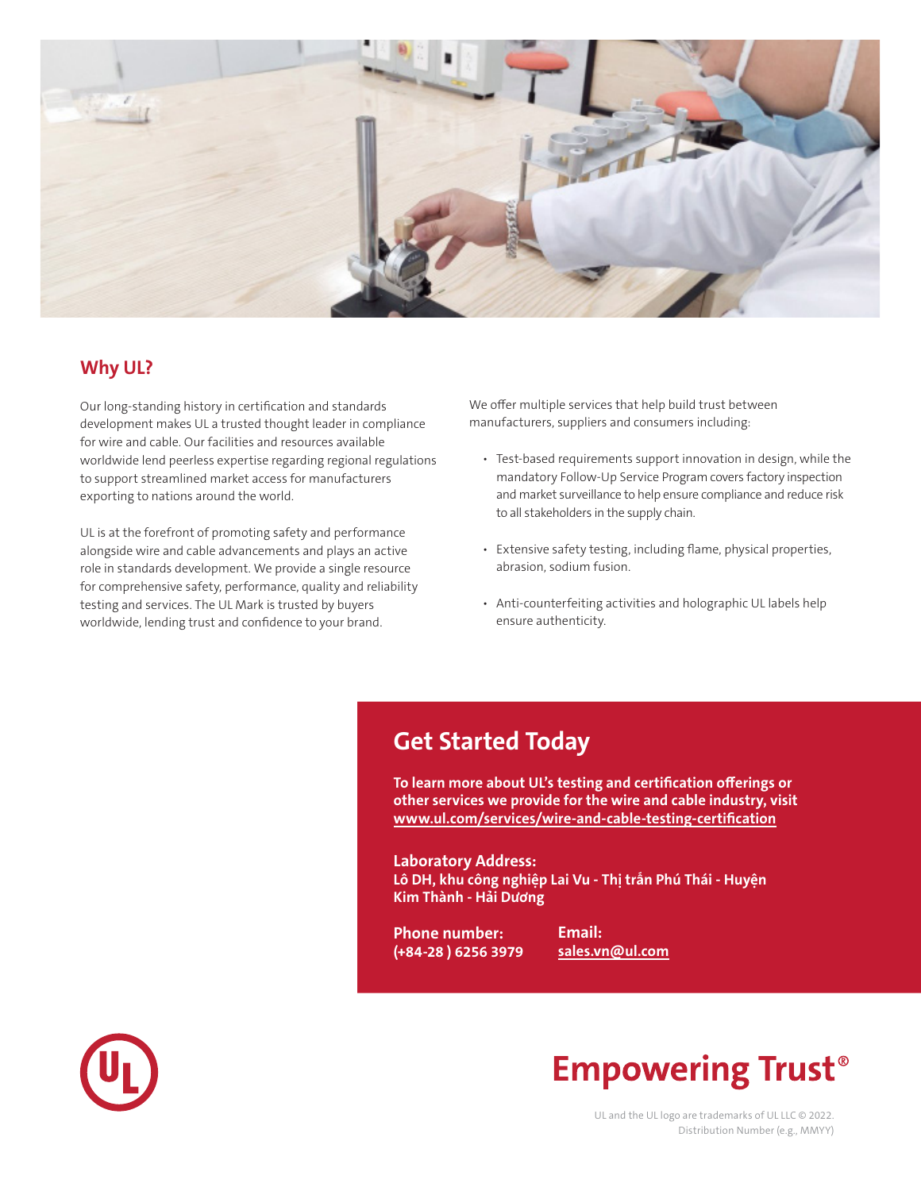## Why UL?

Our long-standing history in certification and standards development makes UL a trusted thought leader in compliance for wire and cable. Our facilities and resources available worldwide lend peerless expertise regarding regional regulations to support streamlined market access for manufacturers exporting to nations around the world.

UL is at the forefront of promoting safety and performance alongside wire and cable advancements and plays an active role in standards development. We provide a single resource for comprehensive safety, performance, quality and reliability testing and services. The UL Mark is trusted by buyers worldwide, lending trust and confidence to your brand.

We offer multiple services that help build trust between manufacturers, suppliers and consumers including:

- Test-based requirements support innovation in design, while the mandatory Follow-Up Service Program covers factory inspection and market surveillance to help ensure compliance and reduce risk to all stakeholders in the supply chain.
- Extensive safety testing, including flame, physical properties, abrasion, sodium fusion.
- Anti-counterfeiting activities and holographic UL labels help ensure authenticity.

## Get Started Today

**To learn more about UL's testing and certification offerings or other services we provide for the wire and cable industry, visit www.ul.com/services/wire-and-cable-testing-certification**

**Laboratory Address:**
**Lô DH, khu công nghiệp Lai Vu - Thị trấn Phú Thái - Huyện Kim Thành - Hải Dương**

**Phone number:**
**(+84-28 ) 6256 3979**

**Email:**
**sales.vn@ul.com**

**Empowering Trust®**

UL and the UL logo are trademarks of UL LLC © 2022.
Distribution Number (e.g., MMYY)